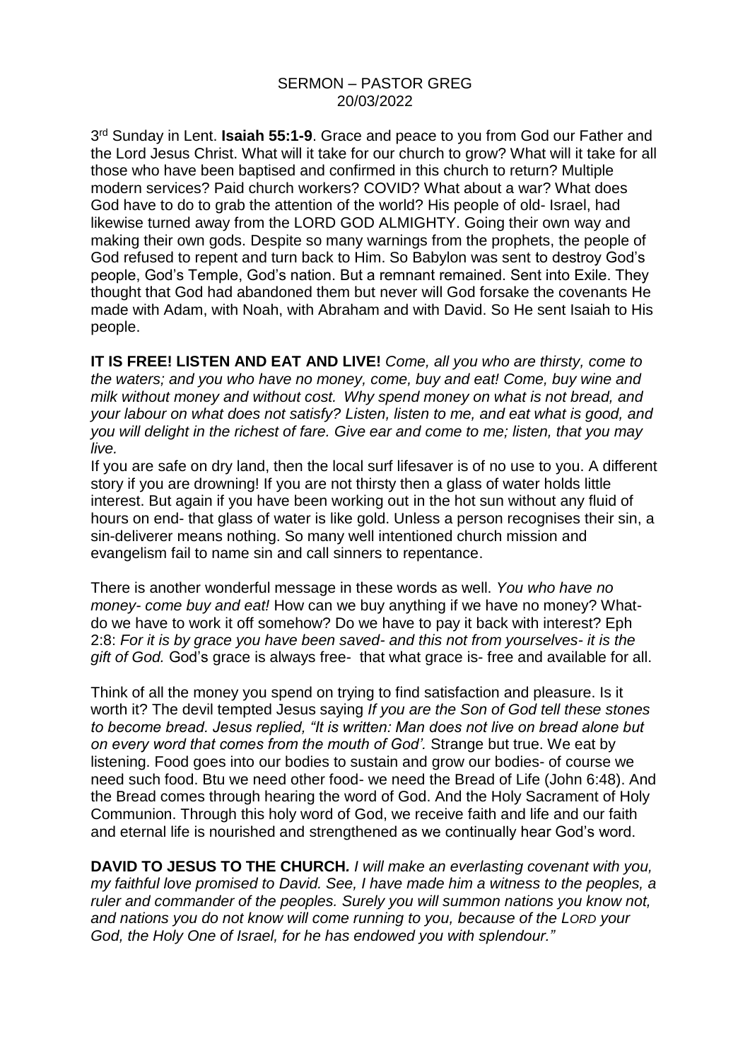SERMON – PASTOR GREG
20/03/2022

3rd Sunday in Lent. **Isaiah 55:1-9**. Grace and peace to you from God our Father and the Lord Jesus Christ. What will it take for our church to grow? What will it take for all those who have been baptised and confirmed in this church to return? Multiple modern services? Paid church workers? COVID? What about a war? What does God have to do to grab the attention of the world? His people of old- Israel, had likewise turned away from the LORD GOD ALMIGHTY. Going their own way and making their own gods. Despite so many warnings from the prophets, the people of God refused to repent and turn back to Him. So Babylon was sent to destroy God's people, God's Temple, God's nation. But a remnant remained. Sent into Exile. They thought that God had abandoned them but never will God forsake the covenants He made with Adam, with Noah, with Abraham and with David. So He sent Isaiah to His people.

**IT IS FREE! LISTEN AND EAT AND LIVE!** *Come, all you who are thirsty, come to the waters; and you who have no money, come, buy and eat! Come, buy wine and milk without money and without cost. Why spend money on what is not bread, and your labour on what does not satisfy? Listen, listen to me, and eat what is good, and you will delight in the richest of fare. Give ear and come to me; listen, that you may live.*

If you are safe on dry land, then the local surf lifesaver is of no use to you. A different story if you are drowning! If you are not thirsty then a glass of water holds little interest. But again if you have been working out in the hot sun without any fluid of hours on end- that glass of water is like gold. Unless a person recognises their sin, a sin-deliverer means nothing. So many well intentioned church mission and evangelism fail to name sin and call sinners to repentance.

There is another wonderful message in these words as well. *You who have no money- come buy and eat!* How can we buy anything if we have no money? What- do we have to work it off somehow? Do we have to pay it back with interest? Eph 2:8: *For it is by grace you have been saved- and this not from yourselves- it is the gift of God.* God's grace is always free- that what grace is- free and available for all.

Think of all the money you spend on trying to find satisfaction and pleasure. Is it worth it? The devil tempted Jesus saying *If you are the Son of God tell these stones to become bread. Jesus replied, "It is written: Man does not live on bread alone but on every word that comes from the mouth of God'.* Strange but true. We eat by listening. Food goes into our bodies to sustain and grow our bodies- of course we need such food. Btu we need other food- we need the Bread of Life (John 6:48). And the Bread comes through hearing the word of God. And the Holy Sacrament of Holy Communion. Through this holy word of God, we receive faith and life and our faith and eternal life is nourished and strengthened as we continually hear God's word.

**DAVID TO JESUS TO THE CHURCH.** *I will make an everlasting covenant with you, my faithful love promised to David. See, I have made him a witness to the peoples, a ruler and commander of the peoples. Surely you will summon nations you know not, and nations you do not know will come running to you, because of the LORD your God, the Holy One of Israel, for he has endowed you with splendour."*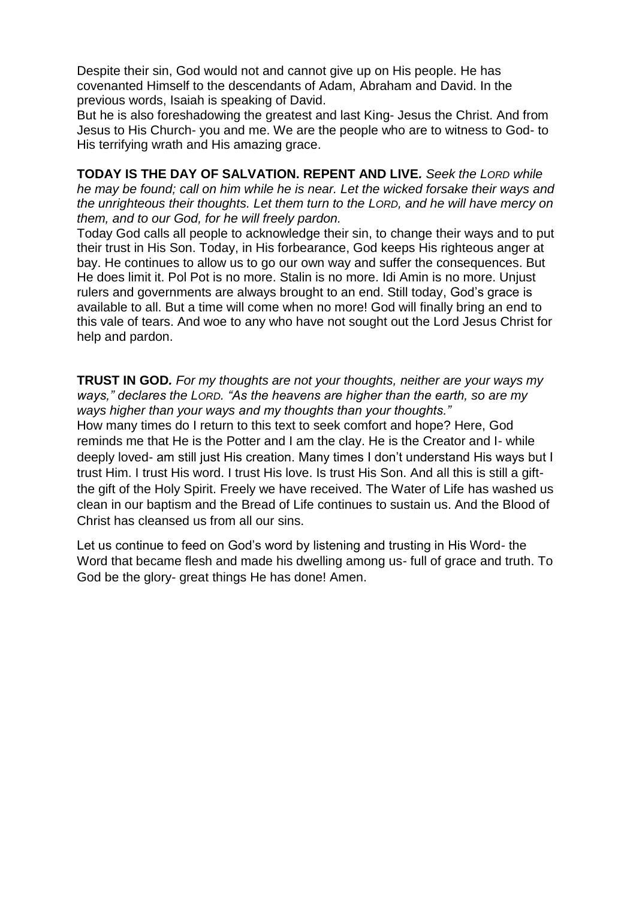Despite their sin, God would not and cannot give up on His people. He has covenanted Himself to the descendants of Adam, Abraham and David. In the previous words, Isaiah is speaking of David.
But he is also foreshadowing the greatest and last King- Jesus the Christ. And from Jesus to His Church- you and me. We are the people who are to witness to God- to His terrifying wrath and His amazing grace.

**TODAY IS THE DAY OF SALVATION. REPENT AND LIVE.** *Seek the LORD while he may be found; call on him while he is near. Let the wicked forsake their ways and the unrighteous their thoughts. Let them turn to the LORD, and he will have mercy on them, and to our God, for he will freely pardon.*
Today God calls all people to acknowledge their sin, to change their ways and to put their trust in His Son. Today, in His forbearance, God keeps His righteous anger at bay. He continues to allow us to go our own way and suffer the consequences. But He does limit it. Pol Pot is no more. Stalin is no more. Idi Amin is no more. Unjust rulers and governments are always brought to an end. Still today, God's grace is available to all. But a time will come when no more! God will finally bring an end to this vale of tears. And woe to any who have not sought out the Lord Jesus Christ for help and pardon.

**TRUST IN GOD.** *For my thoughts are not your thoughts, neither are your ways my ways," declares the LORD. "As the heavens are higher than the earth, so are my ways higher than your ways and my thoughts than your thoughts."*
How many times do I return to this text to seek comfort and hope? Here, God reminds me that He is the Potter and I am the clay. He is the Creator and I- while deeply loved- am still just His creation. Many times I don't understand His ways but I trust Him. I trust His word. I trust His love. Is trust His Son. And all this is still a gift- the gift of the Holy Spirit. Freely we have received. The Water of Life has washed us clean in our baptism and the Bread of Life continues to sustain us. And the Blood of Christ has cleansed us from all our sins.

Let us continue to feed on God's word by listening and trusting in His Word- the Word that became flesh and made his dwelling among us- full of grace and truth. To God be the glory- great things He has done! Amen.